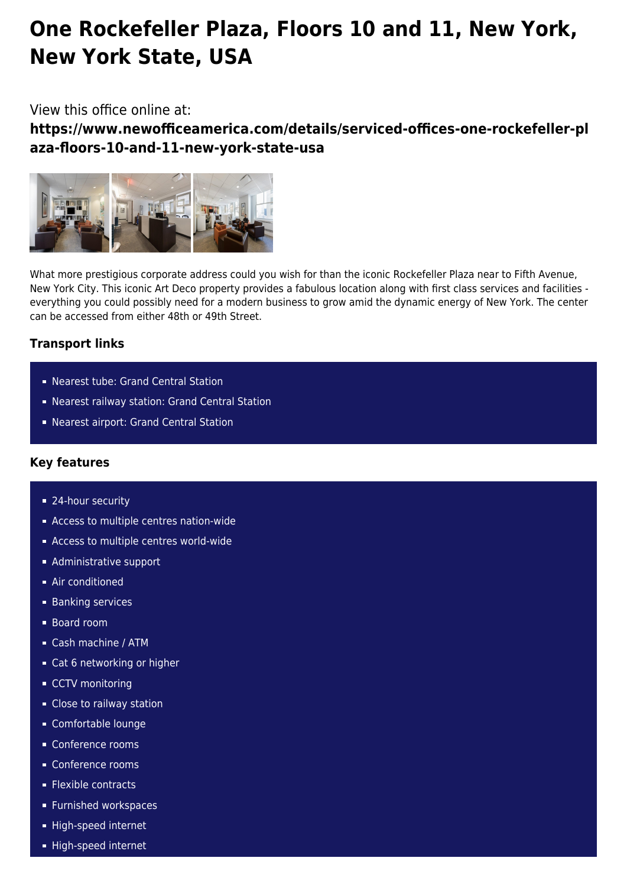# One Rockefeller Plaza, Floors 10 and 11, New York, New York State, USA

View this office online at:

**https://www.newofficeamerica.com/details/serviced-offices-one-rockefeller-plaza-floors-10-and-11-new-york-state-usa**

What more prestigious corporate address could you wish for than the iconic Rockefeller Plaza near to Fifth Avenue, New York City. This iconic Art Deco property provides a fabulous location along with first class services and facilities - everything you could possibly need for a modern business to grow amid the dynamic energy of New York. The center can be accessed from either 48th or 49th Street.

### Transport links

- Nearest tube: Grand Central Station
- Nearest railway station: Grand Central Station
- Nearest airport: Grand Central Station

### Key features

- 24-hour security
- Access to multiple centres nation-wide
- Access to multiple centres world-wide
- Administrative support
- Air conditioned
- Banking services
- Board room
- Cash machine / ATM
- Cat 6 networking or higher
- CCTV monitoring
- Close to railway station
- Comfortable lounge
- Conference rooms
- Conference rooms
- Flexible contracts
- Furnished workspaces
- High-speed internet
- High-speed internet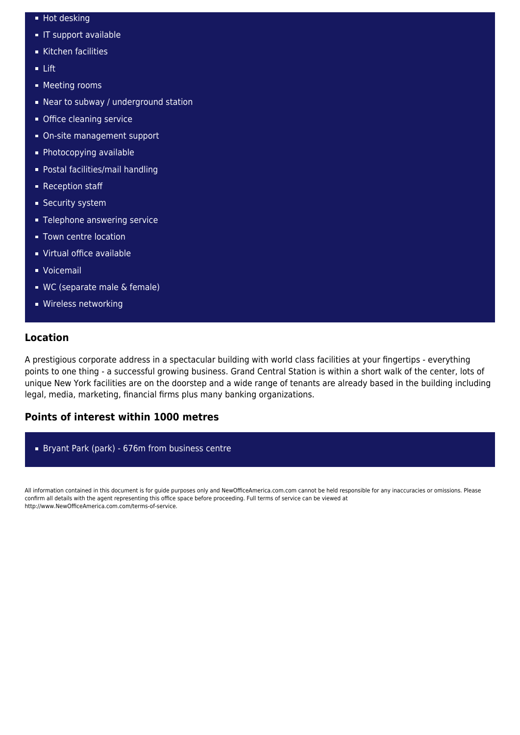- Hot desking
- IT support available
- Kitchen facilities
- Lift
- Meeting rooms
- Near to subway / underground station
- Office cleaning service
- On-site management support
- Photocopying available
- Postal facilities/mail handling
- Reception staff
- Security system
- Telephone answering service
- Town centre location
- Virtual office available
- Voicemail
- WC (separate male & female)
- Wireless networking

## Location

A prestigious corporate address in a spectacular building with world class facilities at your fingertips - everything points to one thing - a successful growing business. Grand Central Station is within a short walk of the center, lots of unique New York facilities are on the doorstep and a wide range of tenants are already based in the building including legal, media, marketing, financial firms plus many banking organizations.

## Points of interest within 1000 metres

- Bryant Park (park) - 676m from business centre

All information contained in this document is for guide purposes only and NewOfficeAmerica.com.com cannot be held responsible for any inaccuracies or omissions. Please confirm all details with the agent representing this office space before proceeding. Full terms of service can be viewed at http://www.NewOfficeAmerica.com.com/terms-of-service.